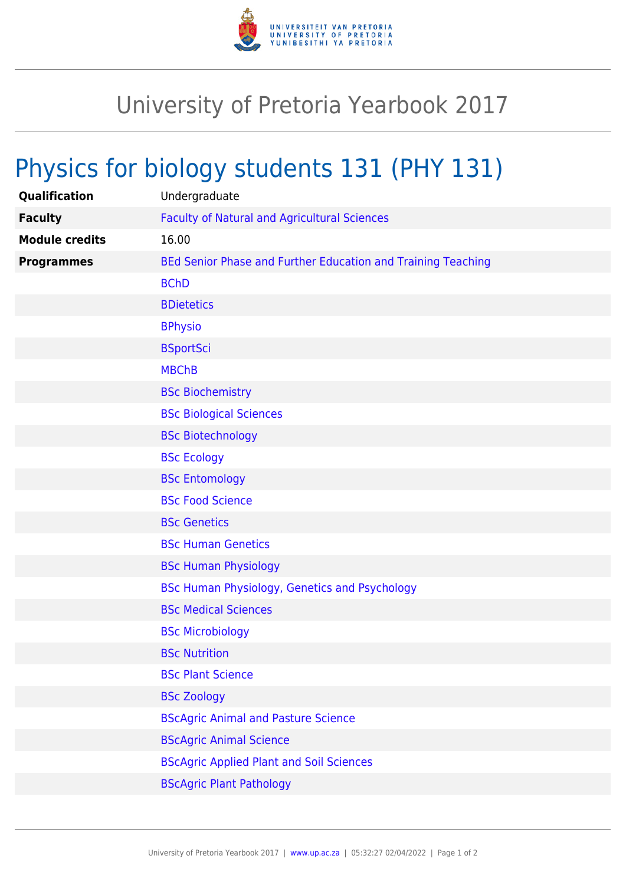# University of Pretoria Yearbook 2017

## Physics for biology students 131 (PHY 131)

| | |
|---|---|
| **Qualification** | Undergraduate |
| **Faculty** | Faculty of Natural and Agricultural Sciences |
| **Module credits** | 16.00 |
| **Programmes** | BEd Senior Phase and Further Education and Training Teaching |
| | BChD |
| | BDietetics |
| | BPhysio |
| | BSportSci |
| | MBChB |
| | BSc Biochemistry |
| | BSc Biological Sciences |
| | BSc Biotechnology |
| | BSc Ecology |
| | BSc Entomology |
| | BSc Food Science |
| | BSc Genetics |
| | BSc Human Genetics |
| | BSc Human Physiology |
| | BSc Human Physiology, Genetics and Psychology |
| | BSc Medical Sciences |
| | BSc Microbiology |
| | BSc Nutrition |
| | BSc Plant Science |
| | BSc Zoology |
| | BScAgric Animal and Pasture Science |
| | BScAgric Animal Science |
| | BScAgric Applied Plant and Soil Sciences |
| | BScAgric Plant Pathology |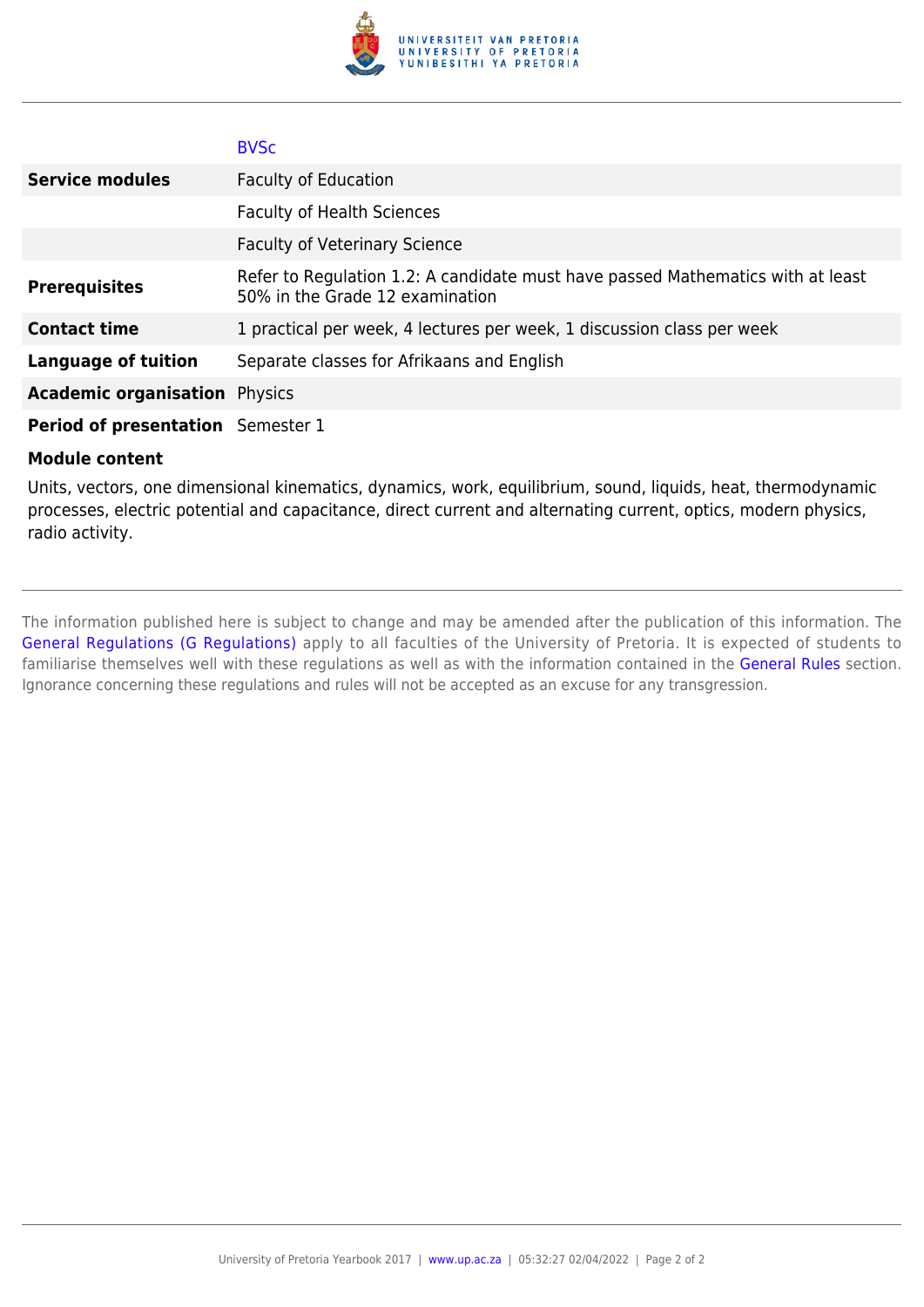| | |
|---|---|
| | BVSc |
| **Service modules** | Faculty of Education |
| | Faculty of Health Sciences |
| | Faculty of Veterinary Science |
| **Prerequisites** | Refer to Regulation 1.2: A candidate must have passed Mathematics with at least 50% in the Grade 12 examination |
| **Contact time** | 1 practical per week, 4 lectures per week, 1 discussion class per week |
| **Language of tuition** | Separate classes for Afrikaans and English |
| **Academic organisation** | Physics |
| **Period of presentation** | Semester 1 |

**Module content**

Units, vectors, one dimensional kinematics, dynamics, work, equilibrium, sound, liquids, heat, thermodynamic processes, electric potential and capacitance, direct current and alternating current, optics, modern physics, radio activity.

---

The information published here is subject to change and may be amended after the publication of this information. The General Regulations (G Regulations) apply to all faculties of the University of Pretoria. It is expected of students to familiarise themselves well with these regulations as well as with the information contained in the General Rules section. Ignorance concerning these regulations and rules will not be accepted as an excuse for any transgression.